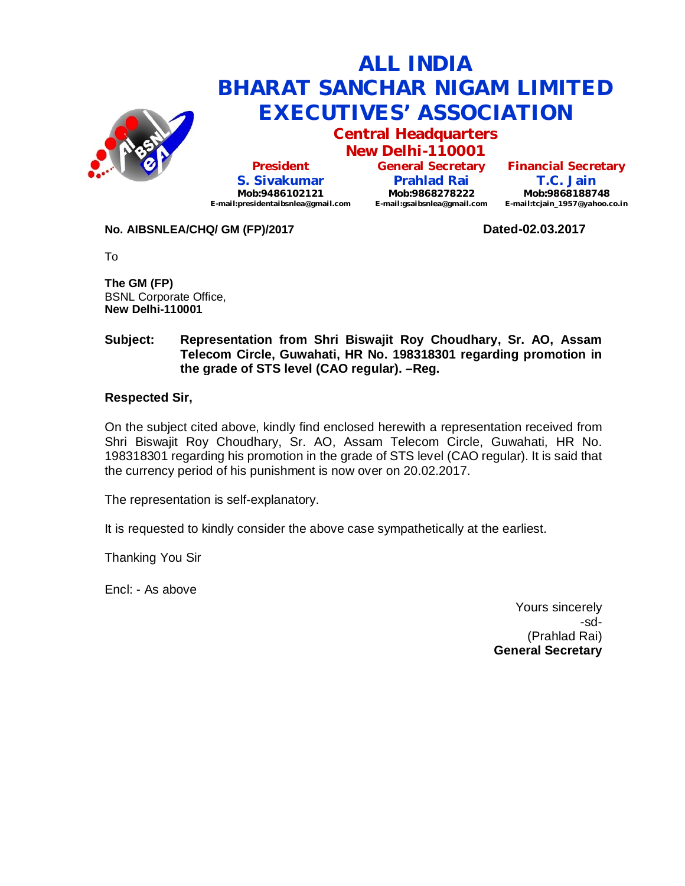# ALL INDIA BHARAT SANCHAR NIGAM LIMITED EXECUTIVES' ASSOCIATION

## Central Headquarters New Delhi-110001

| President | General Secretary | Financial Secretary |
|---|---|---|
| **S. Sivakumar** | **Prahlad Rai** | **T.C. Jain** |
| Mob:9486102121 | Mob:9868278222 | Mob:9868188748 |
| E-mail:presidentaibsnlea@gmail.com | E-mail:gsaibsnlea@gmail.com | E-mail:tcjain_1957@yahoo.co.in |

**No. AIBSNLEA/CHQ/ GM (FP)/2017** **Dated-02.03.2017**

To

**The GM (FP)**
BSNL Corporate Office,
**New Delhi-110001**

**Subject: Representation from Shri Biswajit Roy Choudhary, Sr. AO, Assam Telecom Circle, Guwahati, HR No. 198318301 regarding promotion in the grade of STS level (CAO regular). –Reg.**

**Respected Sir,**

On the subject cited above, kindly find enclosed herewith a representation received from Shri Biswajit Roy Choudhary, Sr. AO, Assam Telecom Circle, Guwahati, HR No. 198318301 regarding his promotion in the grade of STS level (CAO regular). It is said that the currency period of his punishment is now over on 20.02.2017.

The representation is self-explanatory.

It is requested to kindly consider the above case sympathetically at the earliest.

Thanking You Sir

Encl: - As above

Yours sincerely
-sd-
(Prahlad Rai)
**General Secretary**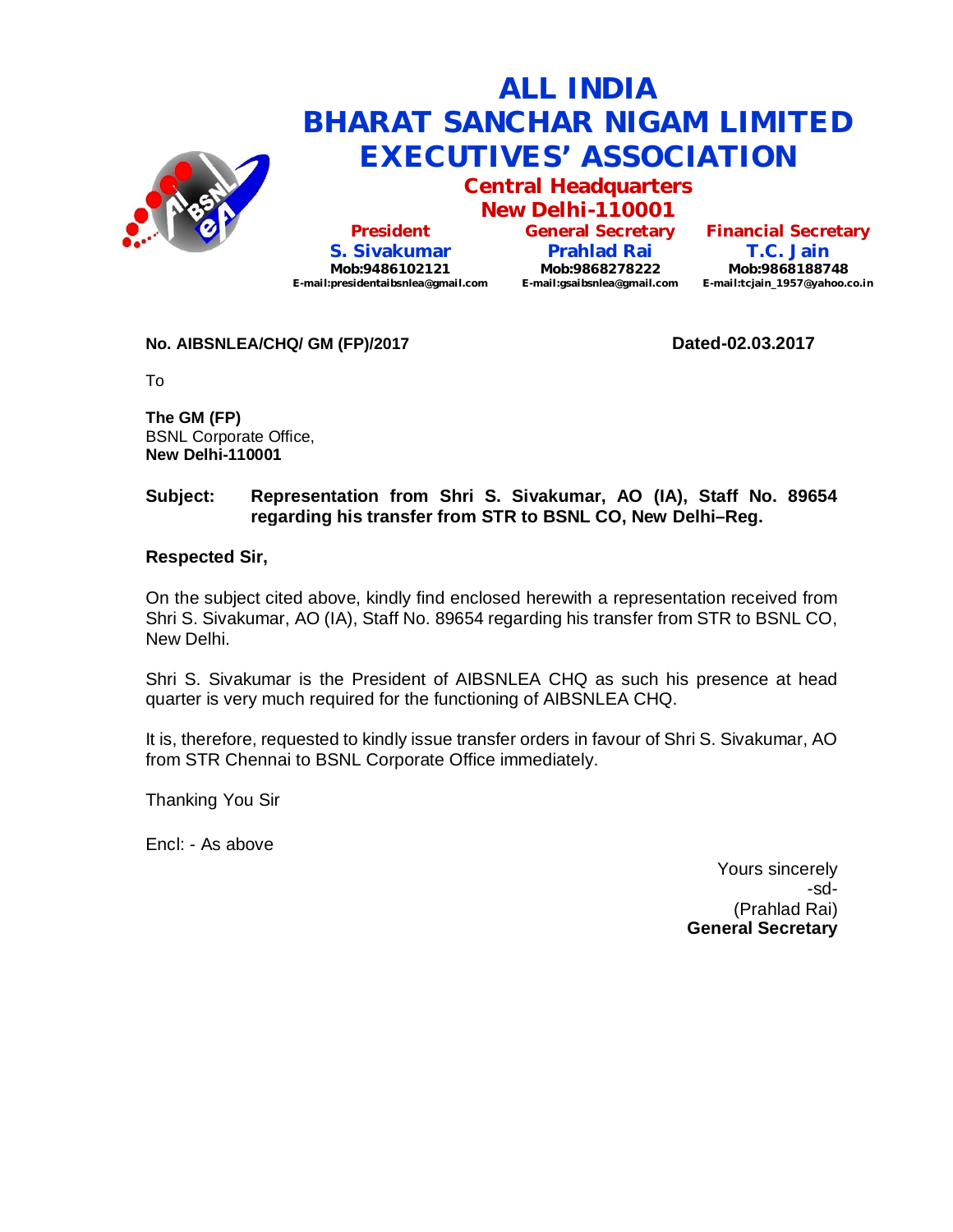# ALL INDIA BHARAT SANCHAR NIGAM LIMITED EXECUTIVES' ASSOCIATION

## Central Headquarters New Delhi-110001

| President | General Secretary | Financial Secretary |
| --- | --- | --- |
| **S. Sivakumar** | **Prahlad Rai** | **T.C. Jain** |
| Mob:9486102121 | Mob:9868278222 | Mob:9868188748 |
| E-mail:presidentaibsnlea@gmail.com | E-mail:gsaibsnlea@gmail.com | E-mail:tcjain_1957@yahoo.co.in |

**No. AIBSNLEA/CHQ/ GM (FP)/2017** **Dated-02.03.2017**

To

**The GM (FP)**
BSNL Corporate Office,
**New Delhi-110001**

**Subject: Representation from Shri S. Sivakumar, AO (IA), Staff No. 89654 regarding his transfer from STR to BSNL CO, New Delhi–Reg.**

**Respected Sir,**

On the subject cited above, kindly find enclosed herewith a representation received from Shri S. Sivakumar, AO (IA), Staff No. 89654 regarding his transfer from STR to BSNL CO, New Delhi.

Shri S. Sivakumar is the President of AIBSNLEA CHQ as such his presence at head quarter is very much required for the functioning of AIBSNLEA CHQ.

It is, therefore, requested to kindly issue transfer orders in favour of Shri S. Sivakumar, AO from STR Chennai to BSNL Corporate Office immediately.

Thanking You Sir

Encl: - As above

Yours sincerely
-sd-
(Prahlad Rai)
**General Secretary**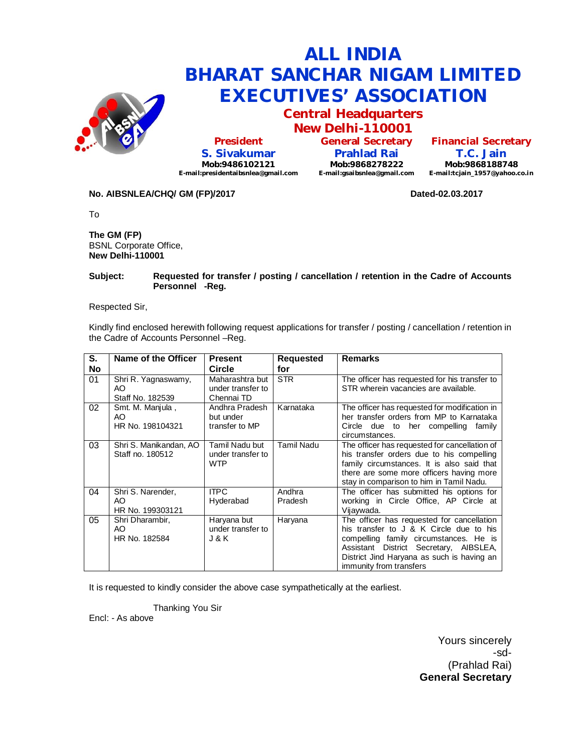# ALL INDIA
# BHARAT SANCHAR NIGAM LIMITED
# EXECUTIVES' ASSOCIATION

## Central Headquarters
## New Delhi-110001

**President**
**S. Sivakumar**
**Mob:9486102121**
**E-mail:presidentaibsnlea@gmail.com**

**General Secretary**
**Prahlad Rai**
**Mob:9868278222**
**E-mail:gsaibsnlea@gmail.com**

**Financial Secretary**
**T.C. Jain**
**Mob:9868188748**
**E-mail:tcjain_1957@yahoo.co.in**

**No. AIBSNLEA/CHQ/ GM (FP)/2017** **Dated-02.03.2017**

To

**The GM (FP)**
BSNL Corporate Office,
**New Delhi-110001**

**Subject:** **Requested for transfer / posting / cancellation / retention in the Cadre of Accounts Personnel -Reg.**

Respected Sir,

Kindly find enclosed herewith following request applications for transfer / posting / cancellation / retention in the Cadre of Accounts Personnel –Reg.

| S. No | Name of the Officer | Present Circle | Requested for | Remarks |
|---|---|---|---|---|
| 01 | Shri R. Yagnaswamy, AO Staff No. 182539 | Maharashtra but under transfer to Chennai TD | STR | The officer has requested for his transfer to STR wherein vacancies are available. |
| 02 | Smt. M. Manjula , AO HR No. 198104321 | Andhra Pradesh but under transfer to MP | Karnataka | The officer has requested for modification in her transfer orders from MP to Karnataka Circle due to her compelling family circumstances. |
| 03 | Shri S. Manikandan, AO Staff no. 180512 | Tamil Nadu but under transfer to WTP | Tamil Nadu | The officer has requested for cancellation of his transfer orders due to his compelling family circumstances. It is also said that there are some more officers having more stay in comparison to him in Tamil Nadu. |
| 04 | Shri S. Narender, AO HR No. 199303121 | ITPC Hyderabad | Andhra Pradesh | The officer has submitted his options for working in Circle Office, AP Circle at Vijaywada. |
| 05 | Shri Dharambir, AO HR No. 182584 | Haryana but under transfer to J & K | Haryana | The officer has requested for cancellation his transfer to J & K Circle due to his compelling family circumstances. He is Assistant District Secretary, AIBSLEA, District Jind Haryana as such is having an immunity from transfers |

It is requested to kindly consider the above case sympathetically at the earliest.

Thanking You Sir

Encl: - As above

Yours sincerely
-sd-
(Prahlad Rai)
**General Secretary**